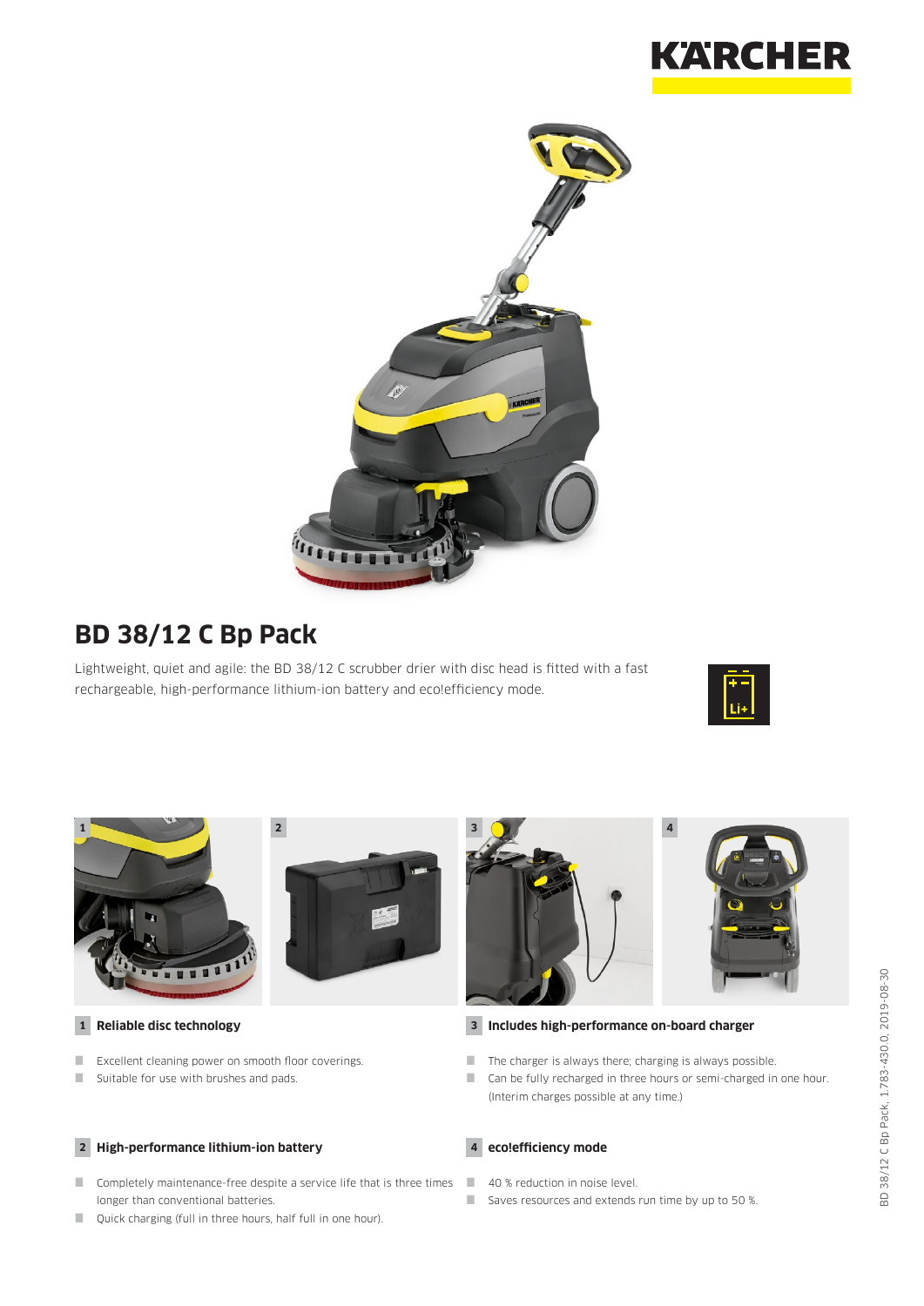# BD 38/12 C Bp Pack

Lightweight, quiet and agile: the BD 38/12 C scrubber drier with disc head is fitted with a fast rechargeable, high-performance lithium-ion battery and eco!efficiency mode.

### 1 Reliable disc technology

- Excellent cleaning power on smooth floor coverings.
- Suitable for use with brushes and pads.

### 2 High-performance lithium-ion battery

- Completely maintenance-free despite a service life that is three times longer than conventional batteries.
- Quick charging (full in three hours, half full in one hour).

### 3 Includes high-performance on-board charger

- The charger is always there; charging is always possible.
- Can be fully recharged in three hours or semi-charged in one hour. (Interim charges possible at any time.)

### 4 eco!efficiency mode

- 40 % reduction in noise level.
- Saves resources and extends run time by up to 50 %.

BD 38/12 C Bp Pack, 1.783-430.0, 2019-08-30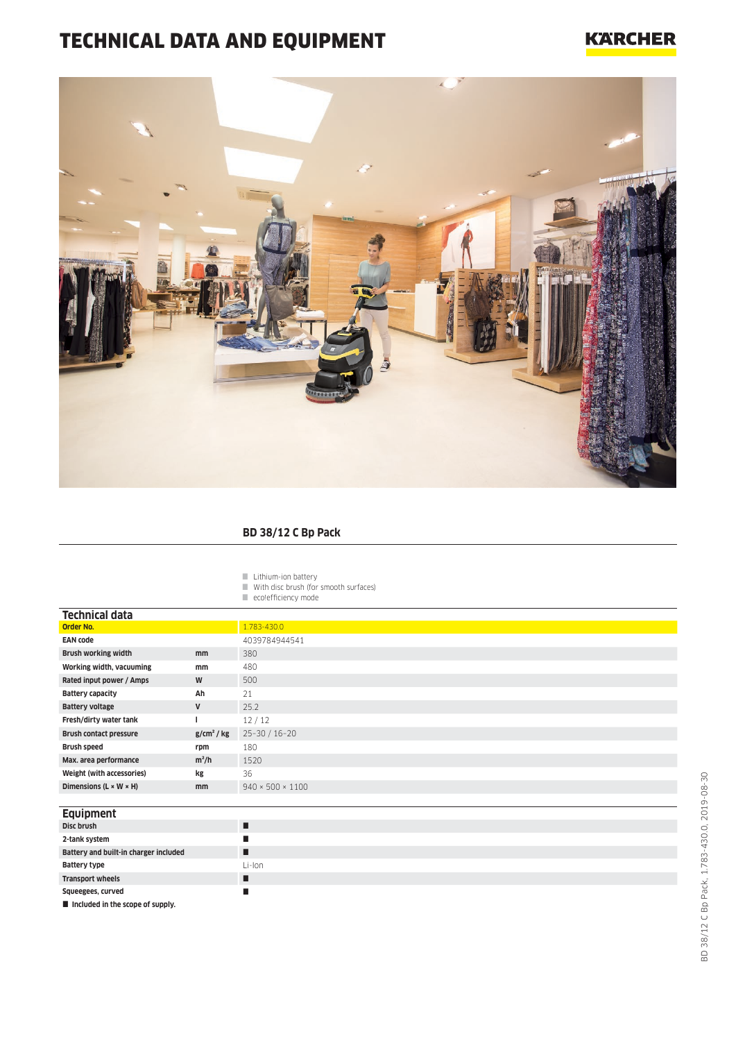# TECHNICAL DATA AND EQUIPMENT

## BD 38/12 C Bp Pack

- Lithium-ion battery
- With disc brush (for smooth surfaces)
- eco!efficiency mode

### Technical data

| | | |
|---|---|---|
| **Order No.** | | 1.783-430.0 |
| **EAN code** | | 4039784944541 |
| **Brush working width** | mm | 380 |
| **Working width, vacuuming** | mm | 480 |
| **Rated input power / Amps** | W | 500 |
| **Battery capacity** | Ah | 21 |
| **Battery voltage** | V | 25.2 |
| **Fresh/dirty water tank** | l | 12 / 12 |
| **Brush contact pressure** | $g/cm^2$ / kg | 25–30 / 16–20 |
| **Brush speed** | rpm | 180 |
| **Max. area performance** | $m^2/h$ | 1520 |
| **Weight (with accessories)** | kg | 36 |
| **Dimensions (L × W × H)** | mm | 940 × 500 × 1100 |

### Equipment

| | |
|---|---|
| **Disc brush** | ■ |
| **2-tank system** | ■ |
| **Battery and built-in charger included** | ■ |
| **Battery type** | Li-Ion |
| **Transport wheels** | ■ |
| **Squeegees, curved** | ■ |

■ Included in the scope of supply.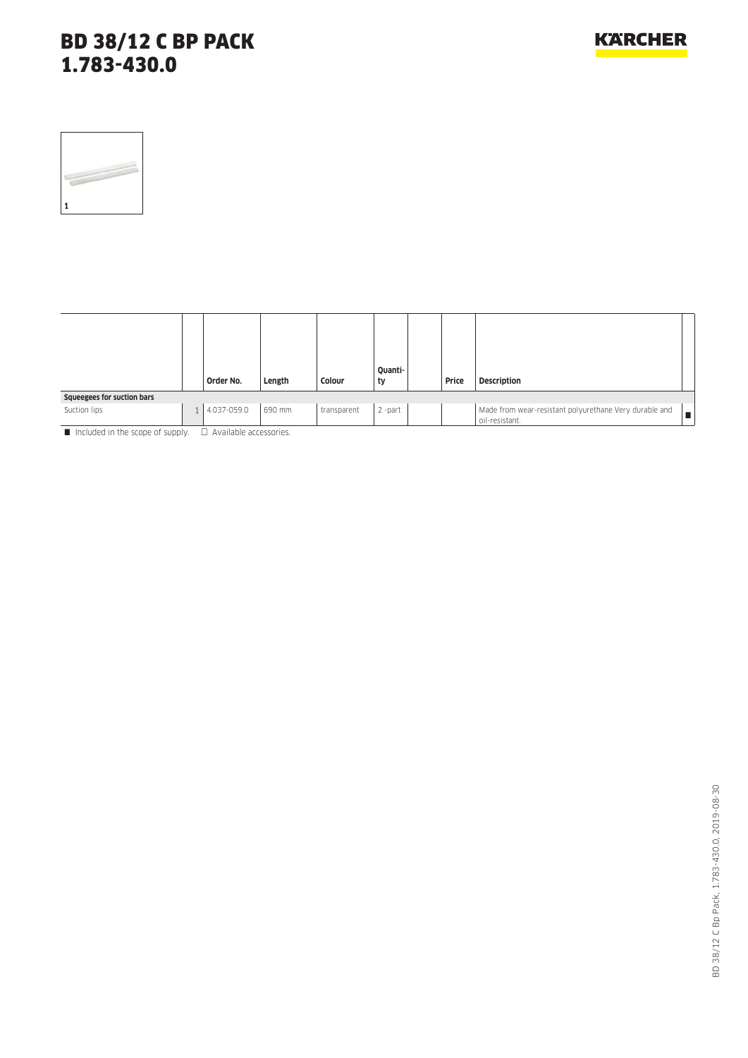# BD 38/12 C BP PACK
# 1.783-430.0

1

| | | Order No. | Length | Colour | Quantity | | Price | Description | |
|---|---|---|---|---|---|---|---|---|---|
| **Squeegees for suction bars** | | | | | | | | | |
| Suction lips | 1 | 4.037-059.0 | 690 mm | transparent | 2 -part | | | Made from wear-resistant polyurethane Very durable and oil-resistant. | ■ |

■ Included in the scope of supply. □ Available accessories.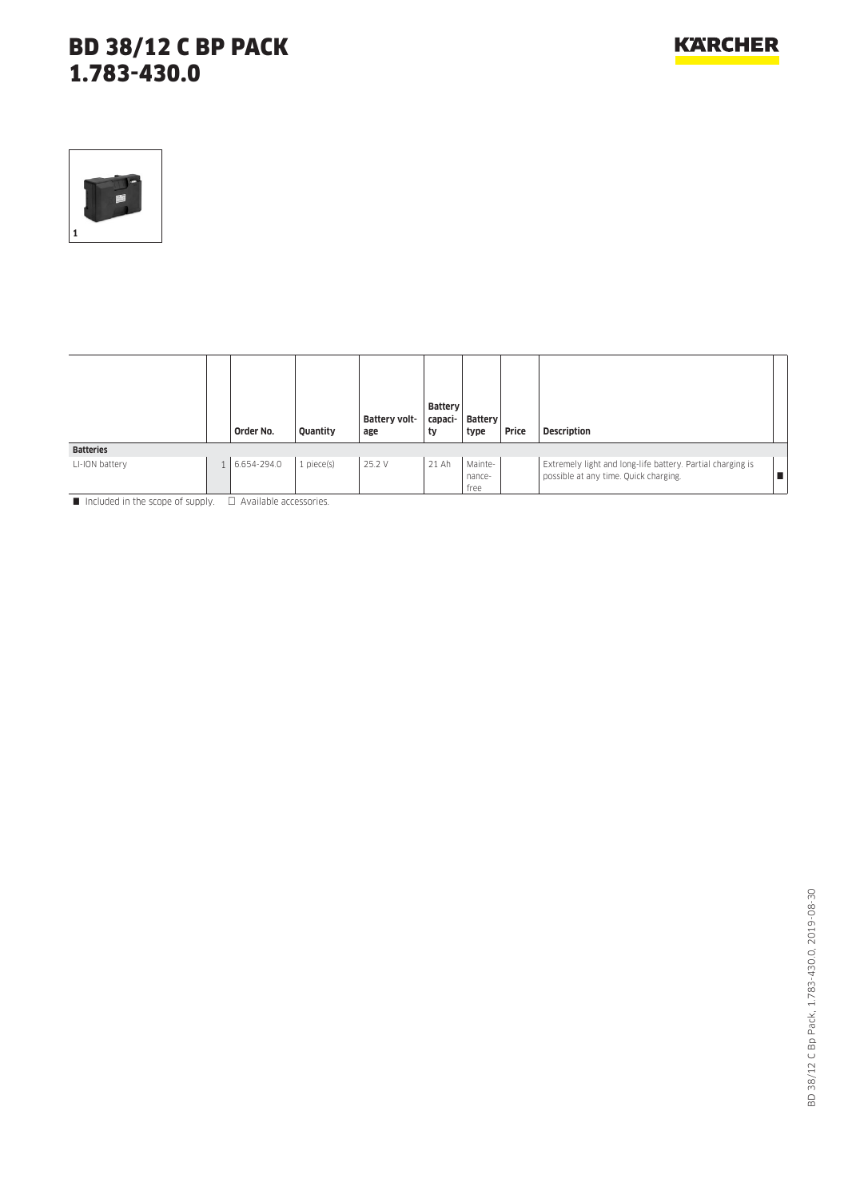# BD 38/12 C BP PACK
# 1.783-430.0

1

| | | Order No. | Quantity | Battery voltage | Battery capacity | Battery type | Price | Description | |
|---|---|---|---|---|---|---|---|---|---|
| **Batteries** | | | | | | | | | |
| LI-ION battery | 1 | 6.654-294.0 | 1 piece(s) | 25.2 V | 21 Ah | Maintenance-free | | Extremely light and long-life battery. Partial charging is possible at any time. Quick charging. | ■ |

■ Included in the scope of supply. □ Available accessories.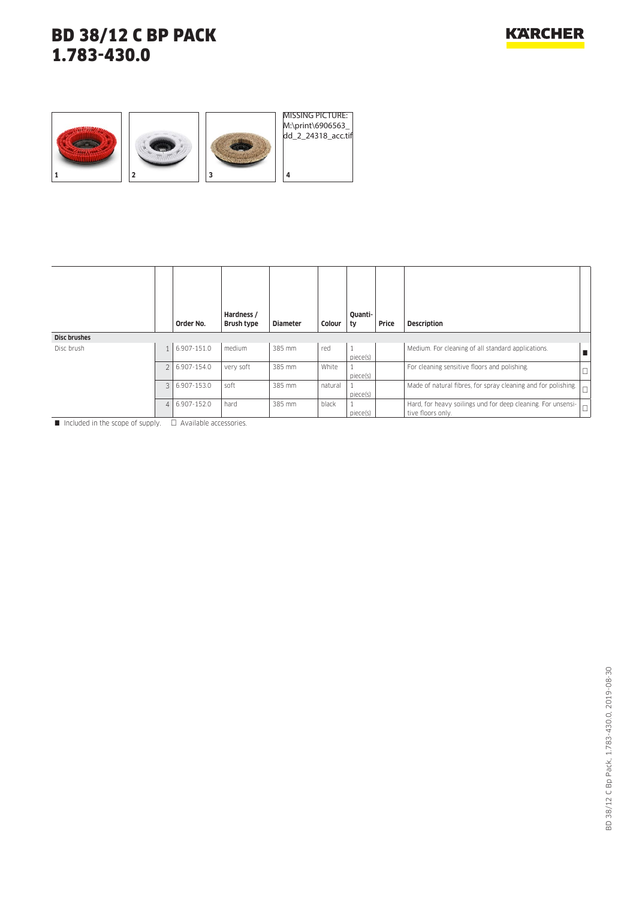# BD 38/12 C BP PACK
# 1.783-430.0

MISSING PICTURE: M:\print\6906563_dd_2_24318_acc.tif

1 2 3 4

| | | Order No. | Hardness / Brush type | Diameter | Colour | Quantity | Price | Description | |
|---|---|---|---|---|---|---|---|---|---|
| **Disc brushes** | | | | | | | | | |
| Disc brush | 1 | 6.907-151.0 | medium | 385 mm | red | 1 piece(s) | | Medium. For cleaning of all standard applications. | ■ |
| | 2 | 6.907-154.0 | very soft | 385 mm | White | 1 piece(s) | | For cleaning sensitive floors and polishing. | □ |
| | 3 | 6.907-153.0 | soft | 385 mm | natural | 1 piece(s) | | Made of natural fibres, for spray cleaning and for polishing. | □ |
| | 4 | 6.907-152.0 | hard | 385 mm | black | 1 piece(s) | | Hard, for heavy soilings und for deep cleaning. For unsensitive floors only. | □ |

■ Included in the scope of supply. □ Available accessories.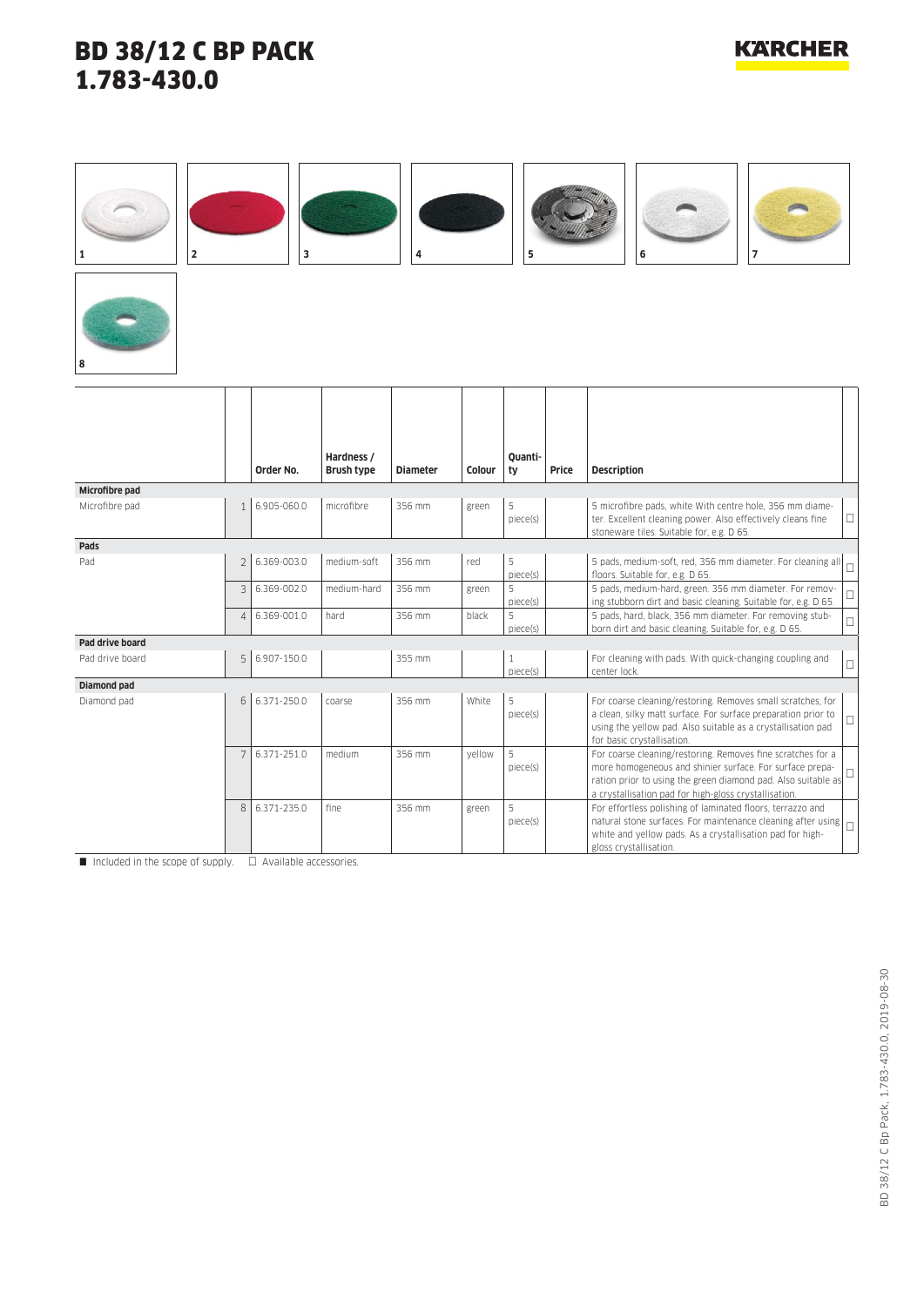# BD 38/12 C BP PACK
# 1.783-430.0

1 2 3 4 5 6 7 8

| | | Order No. | Hardness / Brush type | Diameter | Colour | Quantity | Price | Description | |
|---|---|---|---|---|---|---|---|---|---|
| **Microfibre pad** | | | | | | | | | |
| Microfibre pad | 1 | 6.905-060.0 | microfibre | 356 mm | green | 5 piece(s) | | 5 microfibre pads, white With centre hole, 356 mm diameter. Excellent cleaning power. Also effectively cleans fine stoneware tiles. Suitable for, e.g. D 65. | □ |
| **Pads** | | | | | | | | | |
| Pad | 2 | 6.369-003.0 | medium-soft | 356 mm | red | 5 piece(s) | | 5 pads, medium-soft, red, 356 mm diameter. For cleaning all floors. Suitable for, e.g. D 65. | □ |
| | 3 | 6.369-002.0 | medium-hard | 356 mm | green | 5 piece(s) | | 5 pads, medium-hard, green. 356 mm diameter. For removing stubborn dirt and basic cleaning. Suitable for, e.g. D 65. | □ |
| | 4 | 6.369-001.0 | hard | 356 mm | black | 5 piece(s) | | 5 pads, hard, black, 356 mm diameter. For removing stubborn dirt and basic cleaning. Suitable for, e.g. D 65. | □ |
| **Pad drive board** | | | | | | | | | |
| Pad drive board | 5 | 6.907-150.0 | | 355 mm | | 1 piece(s) | | For cleaning with pads. With quick-changing coupling and center lock. | □ |
| **Diamond pad** | | | | | | | | | |
| Diamond pad | 6 | 6.371-250.0 | coarse | 356 mm | White | 5 piece(s) | | For coarse cleaning/restoring. Removes small scratches, for a clean, silky matt surface. For surface preparation prior to using the yellow pad. Also suitable as a crystallisation pad for basic crystallisation. | □ |
| | 7 | 6.371-251.0 | medium | 356 mm | yellow | 5 piece(s) | | For coarse cleaning/restoring. Removes fine scratches for a more homogeneous and shinier surface. For surface preparation prior to using the green diamond pad. Also suitable as a crystallisation pad for high-gloss crystallisation. | □ |
| | 8 | 6.371-235.0 | fine | 356 mm | green | 5 piece(s) | | For effortless polishing of laminated floors, terrazzo and natural stone surfaces. For maintenance cleaning after using white and yellow pads. As a crystallisation pad for high-gloss crystallisation. | □ |

■ Included in the scope of supply. □ Available accessories.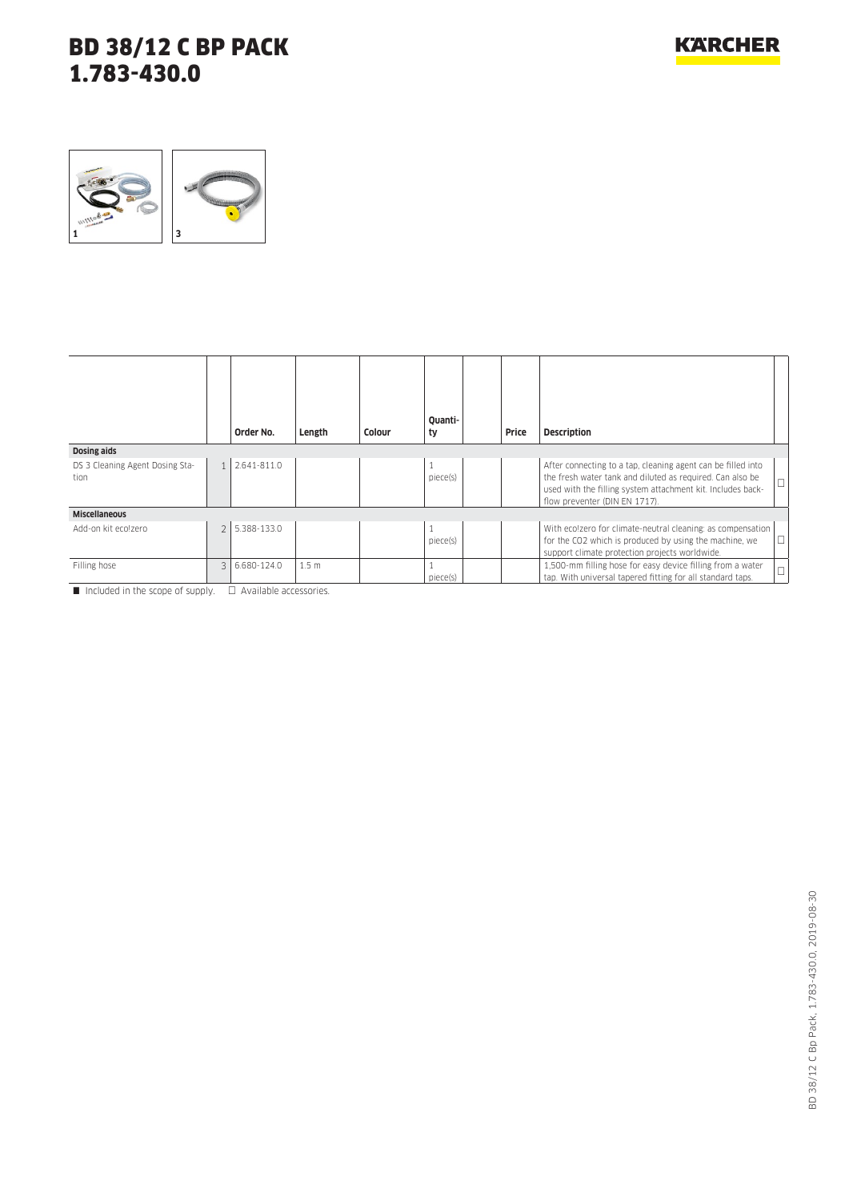# BD 38/12 C BP PACK 1.783-430.0

| | | Order No. | Length | Colour | Quanti-ty | | Price | Description | |
|---|---|---|---|---|---|---|---|---|---|
| **Dosing aids** | | | | | | | | | |
| DS 3 Cleaning Agent Dosing Station | 1 | 2.641-811.0 | | | 1 piece(s) | | | After connecting to a tap, cleaning agent can be filled into the fresh water tank and diluted as required. Can also be used with the filling system attachment kit. Includes backflow preventer (DIN EN 1717). | □ |
| **Miscellaneous** | | | | | | | | | |
| Add-on kit eco!zero | 2 | 5.388-133.0 | | | 1 piece(s) | | | With eco!zero for climate-neutral cleaning: as compensation for the CO2 which is produced by using the machine, we support climate protection projects worldwide. | □ |
| Filling hose | 3 | 6.680-124.0 | 1.5 m | | 1 piece(s) | | | 1,500-mm filling hose for easy device filling from a water tap. With universal tapered fitting for all standard taps. | □ |

■ Included in the scope of supply. □ Available accessories.